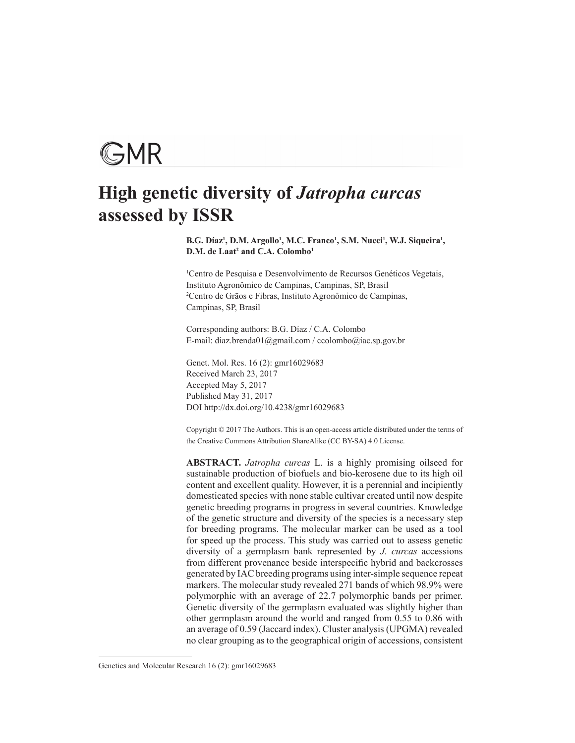GMR

# High genetic diversity of *Jatropha curcas* assessed by ISSR

**B.G. Díaz[1], D.M. Argollo[1], M.C. Franco[1], S.M. Nucci[1], W.J. Siqueira[1], D.M. de Laat[2] and C.A. Colombo[1]**

[1]Centro de Pesquisa e Desenvolvimento de Recursos Genéticos Vegetais, Instituto Agronômico de Campinas, Campinas, SP, Brasil
[2]Centro de Grãos e Fibras, Instituto Agronômico de Campinas, Campinas, SP, Brasil

Corresponding authors: B.G. Díaz / C.A. Colombo
E-mail: diaz.brenda01@gmail.com / ccolombo@iac.sp.gov.br

Genet. Mol. Res. 16 (2): gmr16029683
Received March 23, 2017
Accepted May 5, 2017
Published May 31, 2017
DOI http://dx.doi.org/10.4238/gmr16029683

Copyright © 2017 The Authors. This is an open-access article distributed under the terms of the Creative Commons Attribution ShareAlike (CC BY-SA) 4.0 License.

**ABSTRACT.** *Jatropha curcas* L. is a highly promising oilseed for sustainable production of biofuels and bio-kerosene due to its high oil content and excellent quality. However, it is a perennial and incipiently domesticated species with none stable cultivar created until now despite genetic breeding programs in progress in several countries. Knowledge of the genetic structure and diversity of the species is a necessary step for breeding programs. The molecular marker can be used as a tool for speed up the process. This study was carried out to assess genetic diversity of a germplasm bank represented by *J. curcas* accessions from different provenance beside interspecific hybrid and backcrosses generated by IAC breeding programs using inter-simple sequence repeat markers. The molecular study revealed 271 bands of which 98.9% were polymorphic with an average of 22.7 polymorphic bands per primer. Genetic diversity of the germplasm evaluated was slightly higher than other germplasm around the world and ranged from 0.55 to 0.86 with an average of 0.59 (Jaccard index). Cluster analysis (UPGMA) revealed no clear grouping as to the geographical origin of accessions, consistent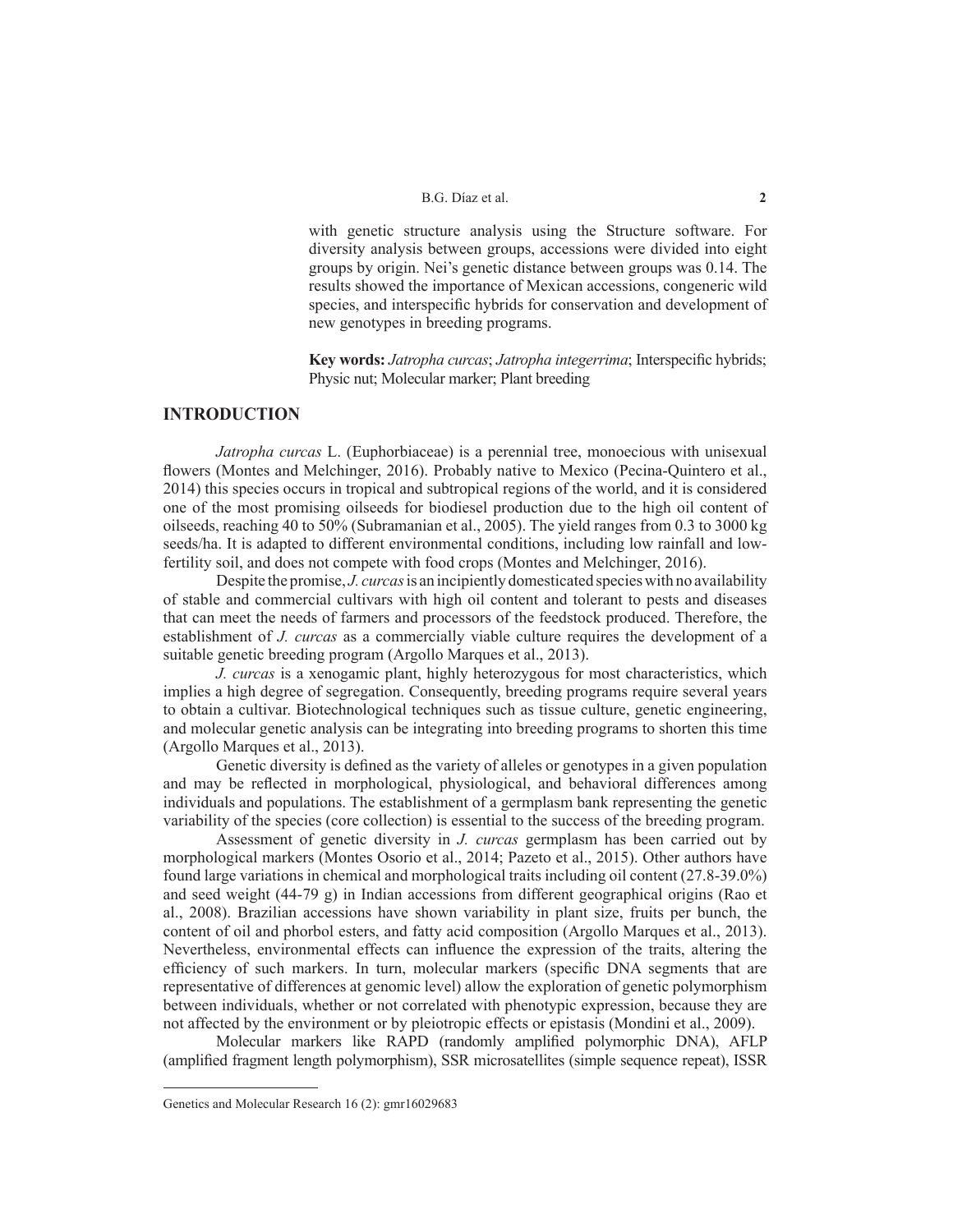with genetic structure analysis using the Structure software. For diversity analysis between groups, accessions were divided into eight groups by origin. Nei's genetic distance between groups was 0.14. The results showed the importance of Mexican accessions, congeneric wild species, and interspecific hybrids for conservation and development of new genotypes in breeding programs.

**Key words:** *Jatropha curcas*; *Jatropha integerrima*; Interspecific hybrids; Physic nut; Molecular marker; Plant breeding

## INTRODUCTION

*Jatropha curcas* L. (Euphorbiaceae) is a perennial tree, monoecious with unisexual flowers (Montes and Melchinger, 2016). Probably native to Mexico (Pecina-Quintero et al., 2014) this species occurs in tropical and subtropical regions of the world, and it is considered one of the most promising oilseeds for biodiesel production due to the high oil content of oilseeds, reaching 40 to 50% (Subramanian et al., 2005). The yield ranges from 0.3 to 3000 kg seeds/ha. It is adapted to different environmental conditions, including low rainfall and low-fertility soil, and does not compete with food crops (Montes and Melchinger, 2016).

Despite the promise, *J. curcas* is an incipiently domesticated species with no availability of stable and commercial cultivars with high oil content and tolerant to pests and diseases that can meet the needs of farmers and processors of the feedstock produced. Therefore, the establishment of *J. curcas* as a commercially viable culture requires the development of a suitable genetic breeding program (Argollo Marques et al., 2013).

*J. curcas* is a xenogamic plant, highly heterozygous for most characteristics, which implies a high degree of segregation. Consequently, breeding programs require several years to obtain a cultivar. Biotechnological techniques such as tissue culture, genetic engineering, and molecular genetic analysis can be integrating into breeding programs to shorten this time (Argollo Marques et al., 2013).

Genetic diversity is defined as the variety of alleles or genotypes in a given population and may be reflected in morphological, physiological, and behavioral differences among individuals and populations. The establishment of a germplasm bank representing the genetic variability of the species (core collection) is essential to the success of the breeding program.

Assessment of genetic diversity in *J. curcas* germplasm has been carried out by morphological markers (Montes Osorio et al., 2014; Pazeto et al., 2015). Other authors have found large variations in chemical and morphological traits including oil content (27.8-39.0%) and seed weight (44-79 g) in Indian accessions from different geographical origins (Rao et al., 2008). Brazilian accessions have shown variability in plant size, fruits per bunch, the content of oil and phorbol esters, and fatty acid composition (Argollo Marques et al., 2013). Nevertheless, environmental effects can influence the expression of the traits, altering the efficiency of such markers. In turn, molecular markers (specific DNA segments that are representative of differences at genomic level) allow the exploration of genetic polymorphism between individuals, whether or not correlated with phenotypic expression, because they are not affected by the environment or by pleiotropic effects or epistasis (Mondini et al., 2009).

Molecular markers like RAPD (randomly amplified polymorphic DNA), AFLP (amplified fragment length polymorphism), SSR microsatellites (simple sequence repeat), ISSR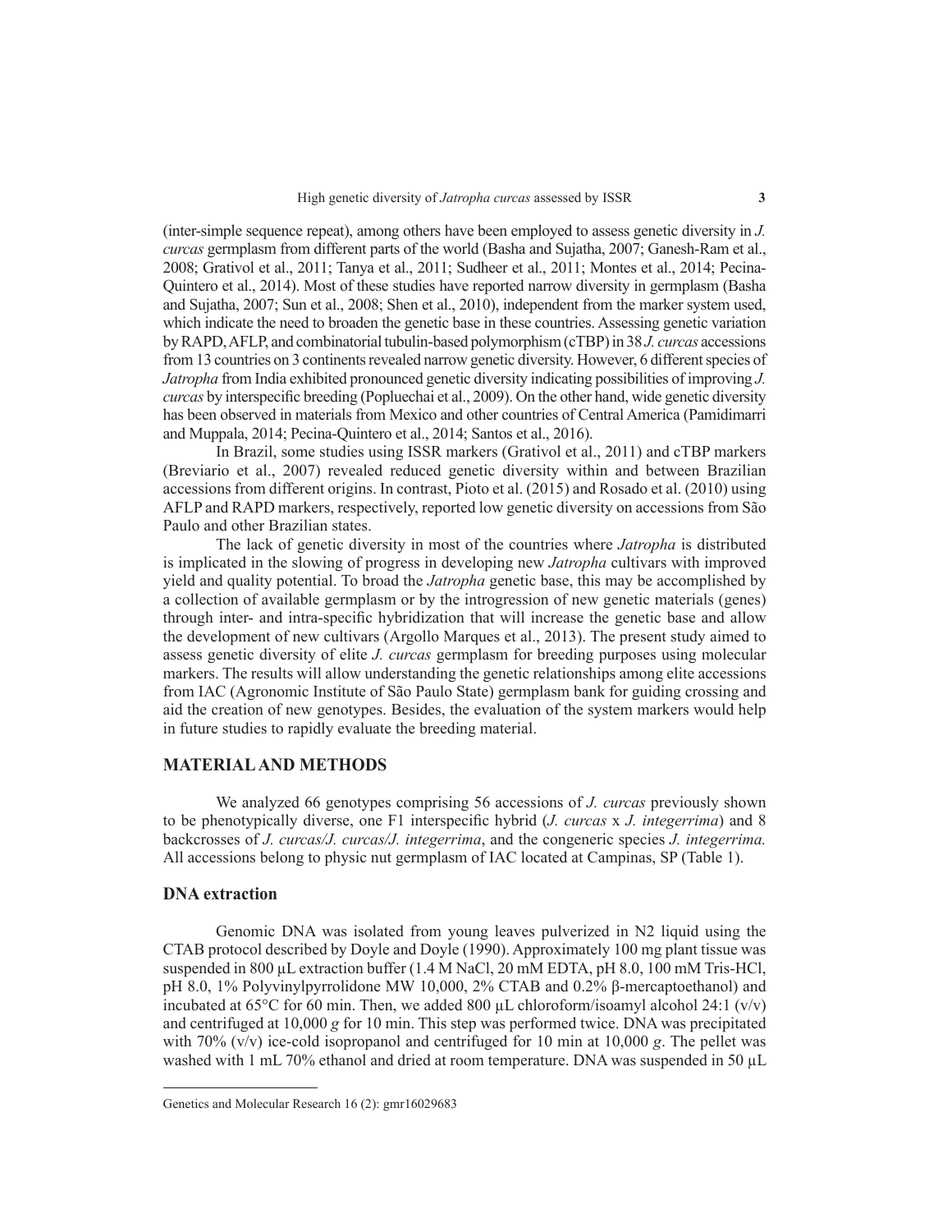(inter-simple sequence repeat), among others have been employed to assess genetic diversity in *J. curcas* germplasm from different parts of the world (Basha and Sujatha, 2007; Ganesh-Ram et al., 2008; Grativol et al., 2011; Tanya et al., 2011; Sudheer et al., 2011; Montes et al., 2014; Pecina-Quintero et al., 2014). Most of these studies have reported narrow diversity in germplasm (Basha and Sujatha, 2007; Sun et al., 2008; Shen et al., 2010), independent from the marker system used, which indicate the need to broaden the genetic base in these countries. Assessing genetic variation by RAPD, AFLP, and combinatorial tubulin-based polymorphism (cTBP) in 38 *J. curcas* accessions from 13 countries on 3 continents revealed narrow genetic diversity. However, 6 different species of *Jatropha* from India exhibited pronounced genetic diversity indicating possibilities of improving *J. curcas* by interspecific breeding (Popluechai et al., 2009). On the other hand, wide genetic diversity has been observed in materials from Mexico and other countries of Central America (Pamidimarri and Muppala, 2014; Pecina-Quintero et al., 2014; Santos et al., 2016).

In Brazil, some studies using ISSR markers (Grativol et al., 2011) and cTBP markers (Breviario et al., 2007) revealed reduced genetic diversity within and between Brazilian accessions from different origins. In contrast, Pioto et al. (2015) and Rosado et al. (2010) using AFLP and RAPD markers, respectively, reported low genetic diversity on accessions from São Paulo and other Brazilian states.

The lack of genetic diversity in most of the countries where *Jatropha* is distributed is implicated in the slowing of progress in developing new *Jatropha* cultivars with improved yield and quality potential. To broad the *Jatropha* genetic base, this may be accomplished by a collection of available germplasm or by the introgression of new genetic materials (genes) through inter- and intra-specific hybridization that will increase the genetic base and allow the development of new cultivars (Argollo Marques et al., 2013). The present study aimed to assess genetic diversity of elite *J. curcas* germplasm for breeding purposes using molecular markers. The results will allow understanding the genetic relationships among elite accessions from IAC (Agronomic Institute of São Paulo State) germplasm bank for guiding crossing and aid the creation of new genotypes. Besides, the evaluation of the system markers would help in future studies to rapidly evaluate the breeding material.

## MATERIAL AND METHODS

We analyzed 66 genotypes comprising 56 accessions of *J. curcas* previously shown to be phenotypically diverse, one F1 interspecific hybrid (*J. curcas* x *J. integerrima*) and 8 backcrosses of *J. curcas/J. curcas/J. integerrima*, and the congeneric species *J. integerrima.* All accessions belong to physic nut germplasm of IAC located at Campinas, SP (Table 1).

### DNA extraction

Genomic DNA was isolated from young leaves pulverized in $N_2$ liquid using the CTAB protocol described by Doyle and Doyle (1990). Approximately 100 mg plant tissue was suspended in 800 µL extraction buffer (1.4 M NaCl, 20 mM EDTA, pH 8.0, 100 mM Tris-HCl, pH 8.0, 1% Polyvinylpyrrolidone MW 10,000, 2% CTAB and 0.2% β-mercaptoethanol) and incubated at 65°C for 60 min. Then, we added 800 µL chloroform/isoamyl alcohol 24:1 (v/v) and centrifuged at 10,000 *g* for 10 min. This step was performed twice. DNA was precipitated with 70% (v/v) ice-cold isopropanol and centrifuged for 10 min at 10,000 *g*. The pellet was washed with 1 mL 70% ethanol and dried at room temperature. DNA was suspended in 50 µL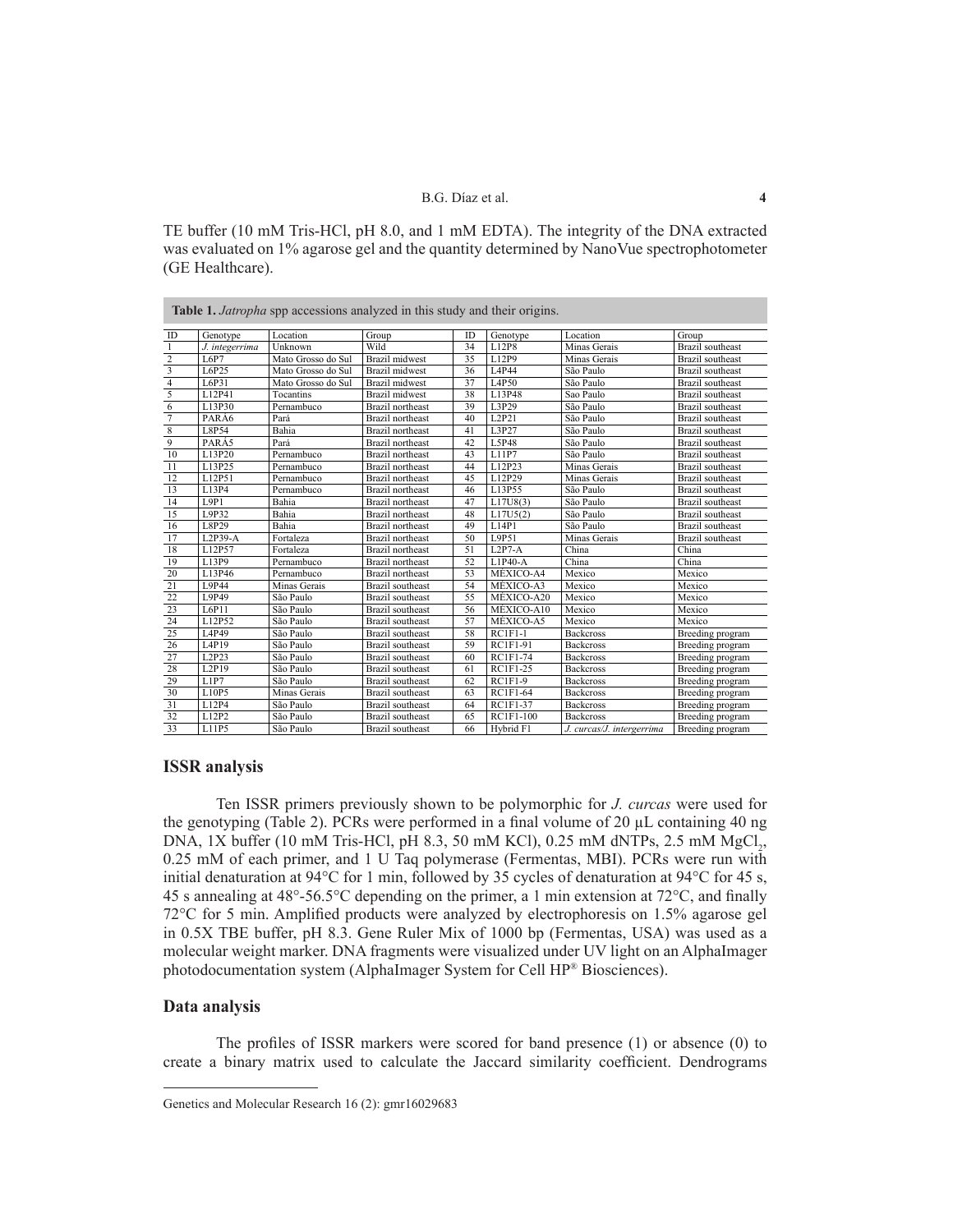TE buffer (10 mM Tris-HCl, pH 8.0, and 1 mM EDTA). The integrity of the DNA extracted was evaluated on 1% agarose gel and the quantity determined by NanoVue spectrophotometer (GE Healthcare).

**Table 1.** *Jatropha* spp accessions analyzed in this study and their origins.

| ID | Genotype | Location | Group | ID | Genotype | Location | Group |
|---|---|---|---|---|---|---|---|
| 1 | *J. integerrima* | Unknown | Wild | 34 | L12P8 | Minas Gerais | Brazil southeast |
| 2 | L6P7 | Mato Grosso do Sul | Brazil midwest | 35 | L12P9 | Minas Gerais | Brazil southeast |
| 3 | L6P25 | Mato Grosso do Sul | Brazil midwest | 36 | L4P44 | São Paulo | Brazil southeast |
| 4 | L6P31 | Mato Grosso do Sul | Brazil midwest | 37 | L4P50 | São Paulo | Brazil southeast |
| 5 | L12P41 | Tocantins | Brazil midwest | 38 | L13P48 | Sao Paulo | Brazil southeast |
| 6 | L13P30 | Pernambuco | Brazil northeast | 39 | L3P29 | São Paulo | Brazil southeast |
| 7 | PARÁ6 | Pará | Brazil northeast | 40 | L2P21 | São Paulo | Brazil southeast |
| 8 | L8P54 | Bahia | Brazil northeast | 41 | L3P27 | São Paulo | Brazil southeast |
| 9 | PARÁ5 | Pará | Brazil northeast | 42 | L5P48 | São Paulo | Brazil southeast |
| 10 | L13P20 | Pernambuco | Brazil northeast | 43 | L11P7 | São Paulo | Brazil southeast |
| 11 | L13P25 | Pernambuco | Brazil northeast | 44 | L12P23 | Minas Gerais | Brazil southeast |
| 12 | L12P51 | Pernambuco | Brazil northeast | 45 | L12P29 | Minas Gerais | Brazil southeast |
| 13 | L13P4 | Pernambuco | Brazil northeast | 46 | L13P55 | São Paulo | Brazil southeast |
| 14 | L9P1 | Bahia | Brazil northeast | 47 | L17U8(3) | São Paulo | Brazil southeast |
| 15 | L9P32 | Bahia | Brazil northeast | 48 | L17U5(2) | São Paulo | Brazil southeast |
| 16 | L8P29 | Bahia | Brazil northeast | 49 | L14P1 | São Paulo | Brazil southeast |
| 17 | L2P39-A | Fortaleza | Brazil northeast | 50 | L9P51 | Minas Gerais | Brazil southeast |
| 18 | L12P57 | Fortaleza | Brazil northeast | 51 | L2P7-A | China | China |
| 19 | L13P9 | Pernambuco | Brazil northeast | 52 | L1P40-A | China | China |
| 20 | L13P46 | Pernambuco | Brazil northeast | 53 | MÉXICO-A4 | Mexico | Mexico |
| 21 | L9P44 | Minas Gerais | Brazil southeast | 54 | MÉXICO-A3 | Mexico | Mexico |
| 22 | L9P49 | São Paulo | Brazil southeast | 55 | MÉXICO-A20 | Mexico | Mexico |
| 23 | L6P11 | São Paulo | Brazil southeast | 56 | MÉXICO-A10 | Mexico | Mexico |
| 24 | L12P52 | São Paulo | Brazil southeast | 57 | MÉXICO-A5 | Mexico | Mexico |
| 25 | L4P49 | São Paulo | Brazil southeast | 58 | RC1F1-1 | Backcross | Breeding program |
| 26 | L4P19 | São Paulo | Brazil southeast | 59 | RC1F1-91 | Backcross | Breeding program |
| 27 | L2P23 | São Paulo | Brazil southeast | 60 | RC1F1-74 | Backcross | Breeding program |
| 28 | L2P19 | São Paulo | Brazil southeast | 61 | RC1F1-25 | Backcross | Breeding program |
| 29 | L1P7 | São Paulo | Brazil southeast | 62 | RC1F1-9 | Backcross | Breeding program |
| 30 | L10P5 | Minas Gerais | Brazil southeast | 63 | RC1F1-64 | Backcross | Breeding program |
| 31 | L12P4 | São Paulo | Brazil southeast | 64 | RC1F1-37 | Backcross | Breeding program |
| 32 | L12P2 | São Paulo | Brazil southeast | 65 | RC1F1-100 | Backcross | Breeding program |
| 33 | L11P5 | São Paulo | Brazil southeast | 66 | Hybrid F1 | *J. curcas/J. intergerrima* | Breeding program |

## ISSR analysis

Ten ISSR primers previously shown to be polymorphic for *J. curcas* were used for the genotyping (Table 2). PCRs were performed in a final volume of 20 µL containing 40 ng DNA, 1X buffer (10 mM Tris-HCl, pH 8.3, 50 mM KCl), 0.25 mM dNTPs, 2.5 mM $MgCl_2$, 0.25 mM of each primer, and 1 U Taq polymerase (Fermentas, MBI). PCRs were run with initial denaturation at 94°C for 1 min, followed by 35 cycles of denaturation at 94°C for 45 s, 45 s annealing at 48°-56.5°C depending on the primer, a 1 min extension at 72°C, and finally 72°C for 5 min. Amplified products were analyzed by electrophoresis on 1.5% agarose gel in 0.5X TBE buffer, pH 8.3. Gene Ruler Mix of 1000 bp (Fermentas, USA) was used as a molecular weight marker. DNA fragments were visualized under UV light on an AlphaImager photodocumentation system (AlphaImager System for Cell HP® Biosciences).

## Data analysis

The profiles of ISSR markers were scored for band presence (1) or absence (0) to create a binary matrix used to calculate the Jaccard similarity coefficient. Dendrograms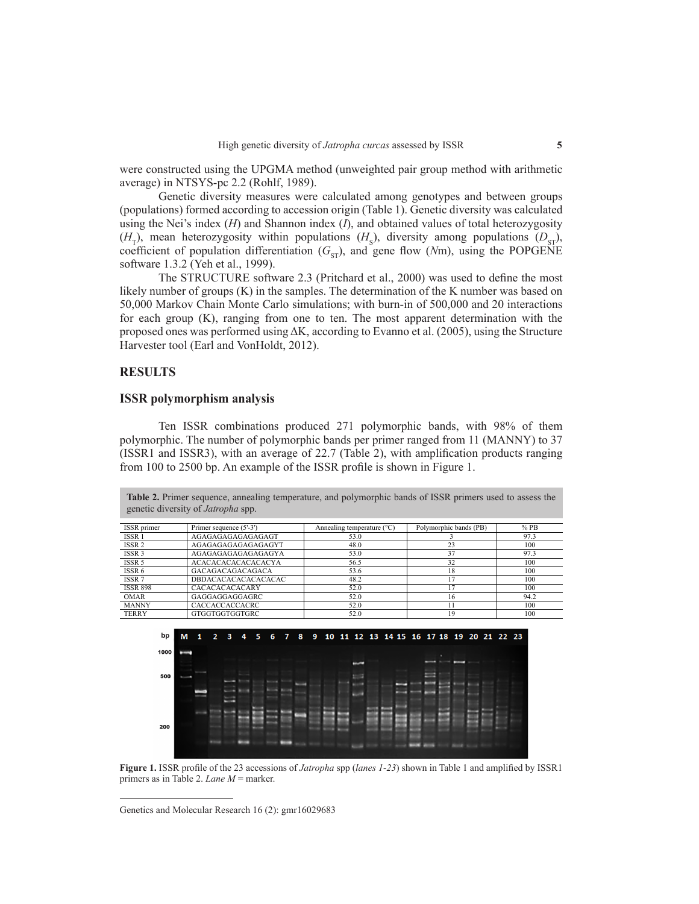were constructed using the UPGMA method (unweighted pair group method with arithmetic average) in NTSYS-pc 2.2 (Rohlf, 1989).

Genetic diversity measures were calculated among genotypes and between groups (populations) formed according to accession origin (Table 1). Genetic diversity was calculated using the Nei's index (*H*) and Shannon index (*I*), and obtained values of total heterozygosity ($H_T$), mean heterozygosity within populations ($H_S$), diversity among populations ($D_{ST}$), coefficient of population differentiation ($G_{ST}$), and gene flow (*N*m), using the POPGENE software 1.3.2 (Yeh et al., 1999).

The STRUCTURE software 2.3 (Pritchard et al., 2000) was used to define the most likely number of groups (K) in the samples. The determination of the K number was based on 50,000 Markov Chain Monte Carlo simulations; with burn-in of 500,000 and 20 interactions for each group (K), ranging from one to ten. The most apparent determination with the proposed ones was performed using ΔK, according to Evanno et al. (2005), using the Structure Harvester tool (Earl and VonHoldt, 2012).

## RESULTS

### ISSR polymorphism analysis

Ten ISSR combinations produced 271 polymorphic bands, with 98% of them polymorphic. The number of polymorphic bands per primer ranged from 11 (MANNY) to 37 (ISSR1 and ISSR3), with an average of 22.7 (Table 2), with amplification products ranging from 100 to 2500 bp. An example of the ISSR profile is shown in Figure 1.

**Table 2.** Primer sequence, annealing temperature, and polymorphic bands of ISSR primers used to assess the genetic diversity of *Jatropha* spp.

| ISSR primer | Primer sequence (5'-3') | Annealing temperature (°C) | Polymorphic bands (PB) | % PB |
|---|---|---|---|---|
| ISSR 1 | AGAGAGAGAGAGAGAGT | 53.0 | 3 | 97.3 |
| ISSR 2 | AGAGAGAGAGAGAGAGYT | 48.0 | 23 | 100 |
| ISSR 3 | AGAGAGAGAGAGAGAGYA | 53.0 | 37 | 97.3 |
| ISSR 5 | ACACACACACACACACYA | 56.5 | 32 | 100 |
| ISSR 6 | GACAGACAGACAGACA | 53.6 | 18 | 100 |
| ISSR 7 | DBDACACACACACACAC | 48.2 | 17 | 100 |
| ISSR 898 | CACACACACACARY | 52.0 | 17 | 100 |
| OMAR | GAGGAGGAGGAGRC | 52.0 | 16 | 94.2 |
| MANNY | CACCACCACCACRC | 52.0 | 11 | 100 |
| TERRY | GTGGTGGTGGTGRC | 52.0 | 19 | 100 |

**Figure 1.** ISSR profile of the 23 accessions of *Jatropha* spp (*lanes 1-23*) shown in Table 1 and amplified by ISSR1 primers as in Table 2. *Lane M* = marker.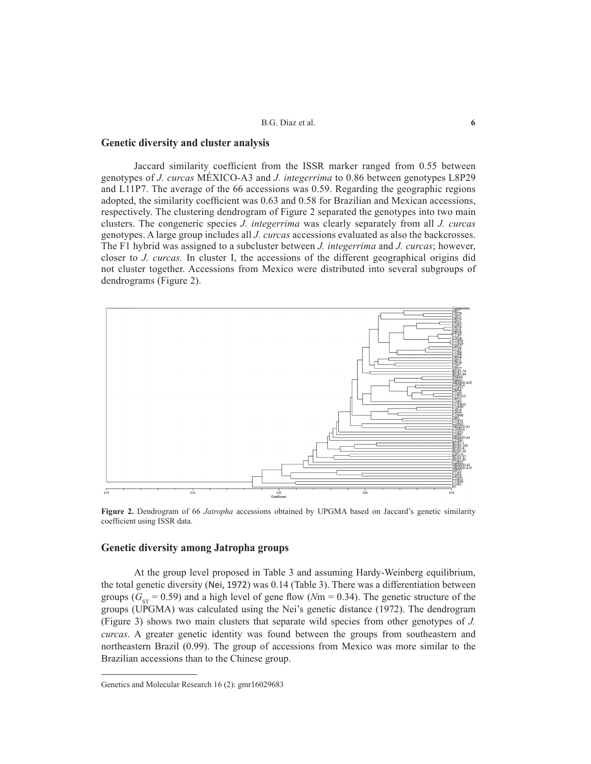## Genetic diversity and cluster analysis

Jaccard similarity coefficient from the ISSR marker ranged from 0.55 between genotypes of *J. curcas* MÉXICO-A3 and *J. integerrima* to 0.86 between genotypes L8P29 and L11P7. The average of the 66 accessions was 0.59. Regarding the geographic regions adopted, the similarity coefficient was 0.63 and 0.58 for Brazilian and Mexican accessions, respectively. The clustering dendrogram of Figure 2 separated the genotypes into two main clusters. The congeneric species *J. integerrima* was clearly separately from all *J. curcas* genotypes. A large group includes all *J. curcas* accessions evaluated as also the backcrosses. The F1 hybrid was assigned to a subcluster between *J. integerrima* and *J. curcas*; however, closer to *J. curcas.* In cluster I, the accessions of the different geographical origins did not cluster together. Accessions from Mexico were distributed into several subgroups of dendrograms (Figure 2).

**Figure 2.** Dendrogram of 66 *Jatropha* accessions obtained by UPGMA based on Jaccard's genetic similarity coefficient using ISSR data.

## Genetic diversity among Jatropha groups

At the group level proposed in Table 3 and assuming Hardy-Weinberg equilibrium, the total genetic diversity (Nei, 1972) was 0.14 (Table 3). There was a differentiation between groups ($G_{ST}$ = 0.59) and a high level of gene flow (*N*m = 0.34). The genetic structure of the groups (UPGMA) was calculated using the Nei's genetic distance (1972). The dendrogram (Figure 3) shows two main clusters that separate wild species from other genotypes of *J. curcas*. A greater genetic identity was found between the groups from southeastern and northeastern Brazil (0.99). The group of accessions from Mexico was more similar to the Brazilian accessions than to the Chinese group.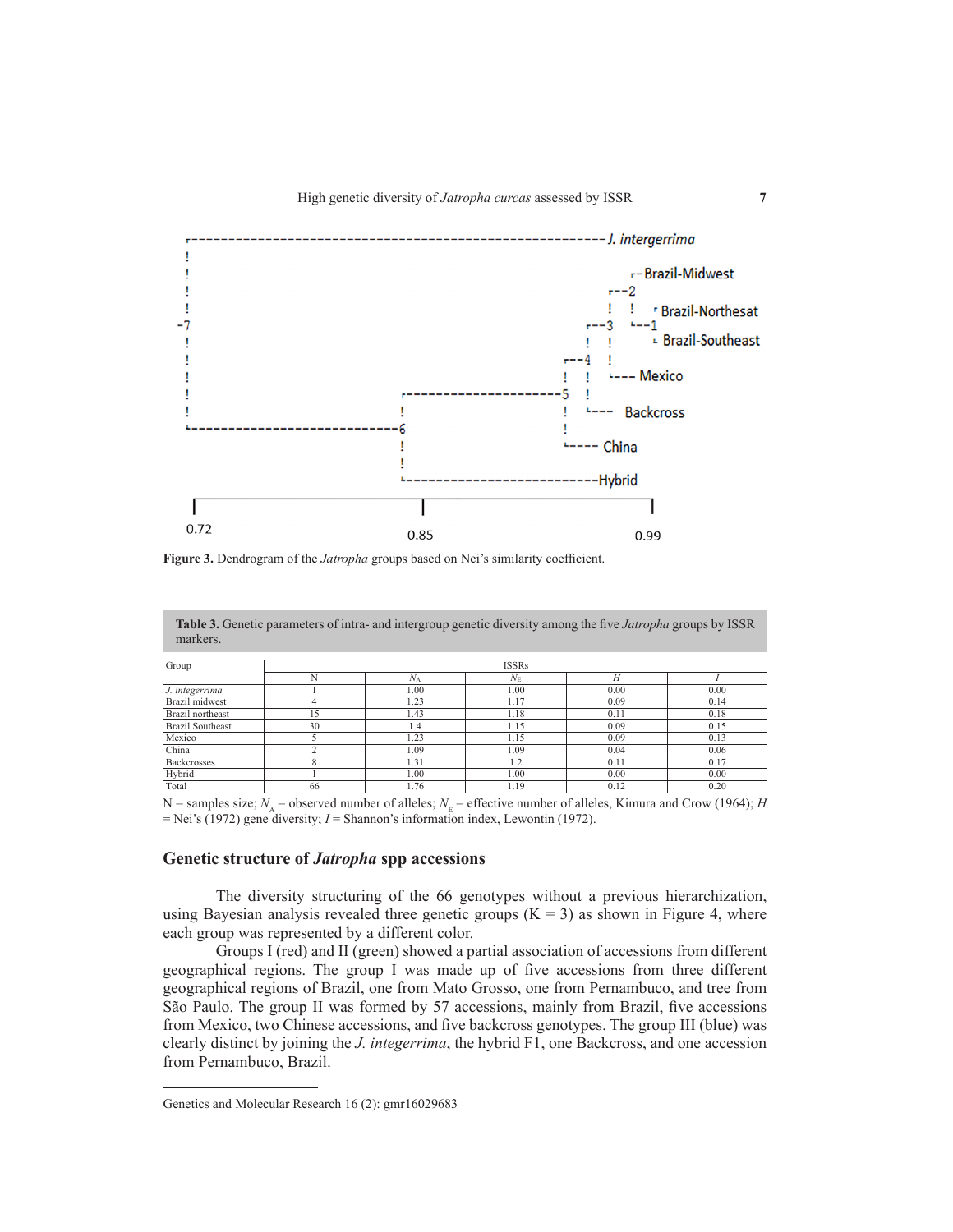Figure 3. Dendrogram of the *Jatropha* groups based on Nei's similarity coefficient.

**Table 3.** Genetic parameters of intra- and intergroup genetic diversity among the five *Jatropha* groups by ISSR markers.

| Group | ISSRs | | | | |
|---|---|---|---|---|---|
| | N | $N_A$ | $N_E$ | *H* | *I* |
| *J. integerrima* | 1 | 1.00 | 1.00 | 0.00 | 0.00 |
| Brazil midwest | 4 | 1.23 | 1.17 | 0.09 | 0.14 |
| Brazil northeast | 15 | 1.43 | 1.18 | 0.11 | 0.18 |
| Brazil Southeast | 30 | 1.4 | 1.15 | 0.09 | 0.15 |
| Mexico | 5 | 1.23 | 1.15 | 0.09 | 0.13 |
| China | 2 | 1.09 | 1.09 | 0.04 | 0.06 |
| Backcrosses | 8 | 1.31 | 1.2 | 0.11 | 0.17 |
| Hybrid | 1 | 1.00 | 1.00 | 0.00 | 0.00 |
| Total | 66 | 1.76 | 1.19 | 0.12 | 0.20 |

N = samples size; $N_A$ = observed number of alleles; $N_E$ = effective number of alleles, Kimura and Crow (1964); *H* = Nei's (1972) gene diversity; *I* = Shannon's information index, Lewontin (1972).

## Genetic structure of *Jatropha* spp accessions

The diversity structuring of the 66 genotypes without a previous hierarchization, using Bayesian analysis revealed three genetic groups (K = 3) as shown in Figure 4, where each group was represented by a different color.

Groups I (red) and II (green) showed a partial association of accessions from different geographical regions. The group I was made up of five accessions from three different geographical regions of Brazil, one from Mato Grosso, one from Pernambuco, and tree from São Paulo. The group II was formed by 57 accessions, mainly from Brazil, five accessions from Mexico, two Chinese accessions, and five backcross genotypes. The group III (blue) was clearly distinct by joining the *J. integerrima*, the hybrid F1, one Backcross, and one accession from Pernambuco, Brazil.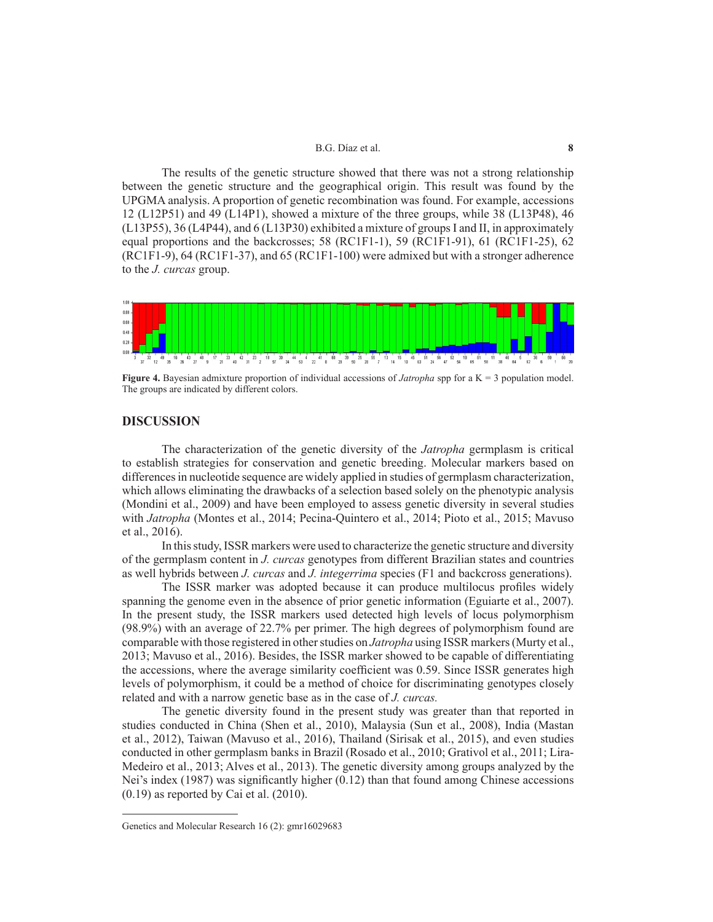The results of the genetic structure showed that there was not a strong relationship between the genetic structure and the geographical origin. This result was found by the UPGMA analysis. A proportion of genetic recombination was found. For example, accessions 12 (L12P51) and 49 (L14P1), showed a mixture of the three groups, while 38 (L13P48), 46 (L13P55), 36 (L4P44), and 6 (L13P30) exhibited a mixture of groups I and II, in approximately equal proportions and the backcrosses; 58 (RC1F1-1), 59 (RC1F1-91), 61 (RC1F1-25), 62 (RC1F1-9), 64 (RC1F1-37), and 65 (RC1F1-100) were admixed but with a stronger adherence to the *J. curcas* group.

**Figure 4.** Bayesian admixture proportion of individual accessions of *Jatropha* spp for a K = 3 population model. The groups are indicated by different colors.

## DISCUSSION

The characterization of the genetic diversity of the *Jatropha* germplasm is critical to establish strategies for conservation and genetic breeding. Molecular markers based on differences in nucleotide sequence are widely applied in studies of germplasm characterization, which allows eliminating the drawbacks of a selection based solely on the phenotypic analysis (Mondini et al., 2009) and have been employed to assess genetic diversity in several studies with *Jatropha* (Montes et al., 2014; Pecina-Quintero et al., 2014; Pioto et al., 2015; Mavuso et al., 2016).

In this study, ISSR markers were used to characterize the genetic structure and diversity of the germplasm content in *J. curcas* genotypes from different Brazilian states and countries as well hybrids between *J. curcas* and *J. integerrima* species (F1 and backcross generations).

The ISSR marker was adopted because it can produce multilocus profiles widely spanning the genome even in the absence of prior genetic information (Eguiarte et al., 2007). In the present study, the ISSR markers used detected high levels of locus polymorphism (98.9%) with an average of 22.7% per primer. The high degrees of polymorphism found are comparable with those registered in other studies on *Jatropha* using ISSR markers (Murty et al., 2013; Mavuso et al., 2016). Besides, the ISSR marker showed to be capable of differentiating the accessions, where the average similarity coefficient was 0.59. Since ISSR generates high levels of polymorphism, it could be a method of choice for discriminating genotypes closely related and with a narrow genetic base as in the case of *J. curcas.*

The genetic diversity found in the present study was greater than that reported in studies conducted in China (Shen et al., 2010), Malaysia (Sun et al., 2008), India (Mastan et al., 2012), Taiwan (Mavuso et al., 2016), Thailand (Sirisak et al., 2015), and even studies conducted in other germplasm banks in Brazil (Rosado et al., 2010; Grativol et al., 2011; Lira-Medeiro et al., 2013; Alves et al., 2013). The genetic diversity among groups analyzed by the Nei's index (1987) was significantly higher (0.12) than that found among Chinese accessions (0.19) as reported by Cai et al. (2010).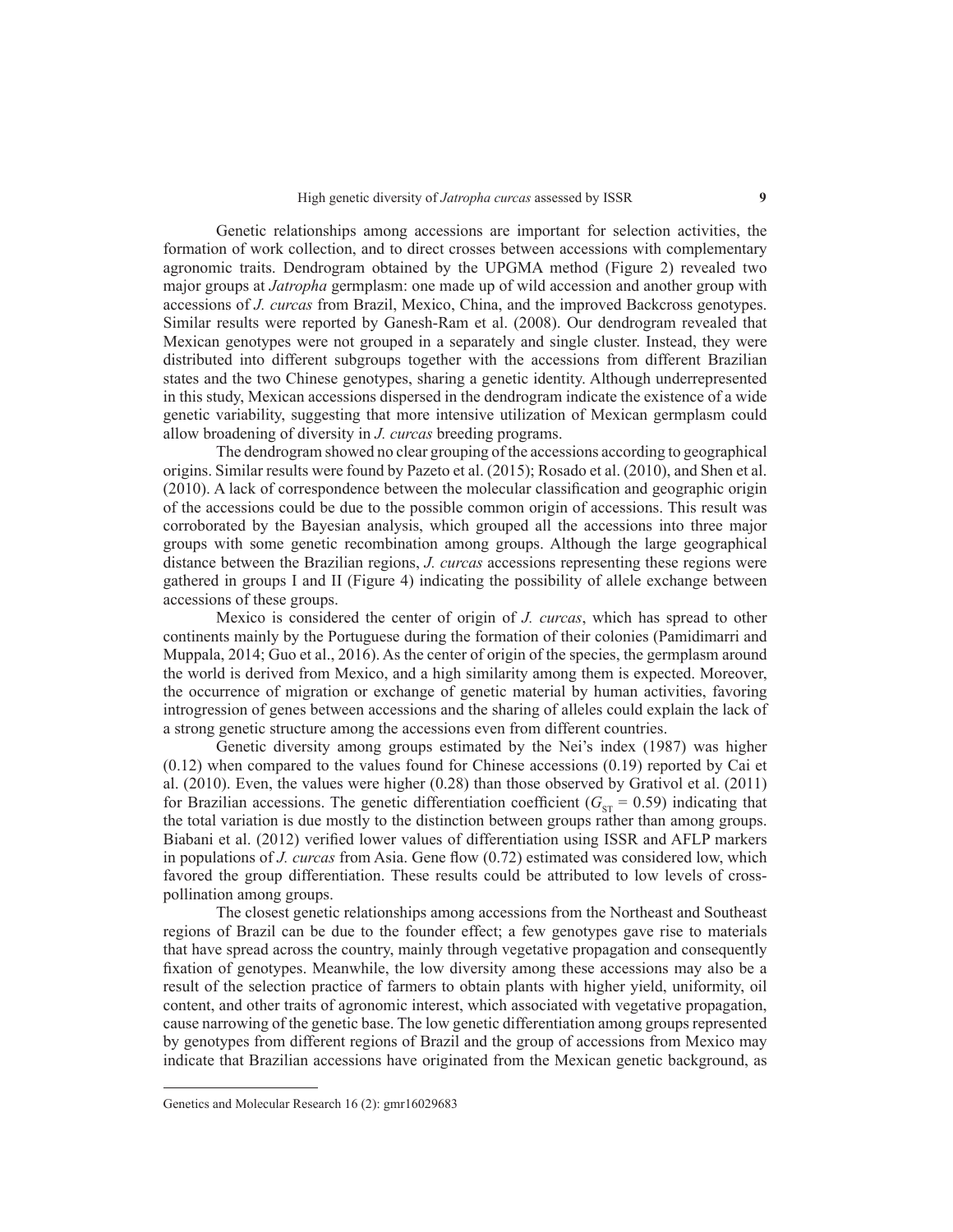Genetic relationships among accessions are important for selection activities, the formation of work collection, and to direct crosses between accessions with complementary agronomic traits. Dendrogram obtained by the UPGMA method (Figure 2) revealed two major groups at *Jatropha* germplasm: one made up of wild accession and another group with accessions of *J. curcas* from Brazil, Mexico, China, and the improved Backcross genotypes. Similar results were reported by Ganesh-Ram et al. (2008). Our dendrogram revealed that Mexican genotypes were not grouped in a separately and single cluster. Instead, they were distributed into different subgroups together with the accessions from different Brazilian states and the two Chinese genotypes, sharing a genetic identity. Although underrepresented in this study, Mexican accessions dispersed in the dendrogram indicate the existence of a wide genetic variability, suggesting that more intensive utilization of Mexican germplasm could allow broadening of diversity in *J. curcas* breeding programs.

The dendrogram showed no clear grouping of the accessions according to geographical origins. Similar results were found by Pazeto et al. (2015); Rosado et al. (2010), and Shen et al. (2010). A lack of correspondence between the molecular classification and geographic origin of the accessions could be due to the possible common origin of accessions. This result was corroborated by the Bayesian analysis, which grouped all the accessions into three major groups with some genetic recombination among groups. Although the large geographical distance between the Brazilian regions, *J. curcas* accessions representing these regions were gathered in groups I and II (Figure 4) indicating the possibility of allele exchange between accessions of these groups.

Mexico is considered the center of origin of *J. curcas*, which has spread to other continents mainly by the Portuguese during the formation of their colonies (Pamidimarri and Muppala, 2014; Guo et al., 2016). As the center of origin of the species, the germplasm around the world is derived from Mexico, and a high similarity among them is expected. Moreover, the occurrence of migration or exchange of genetic material by human activities, favoring introgression of genes between accessions and the sharing of alleles could explain the lack of a strong genetic structure among the accessions even from different countries.

Genetic diversity among groups estimated by the Nei's index (1987) was higher (0.12) when compared to the values found for Chinese accessions (0.19) reported by Cai et al. (2010). Even, the values were higher (0.28) than those observed by Grativol et al. (2011) for Brazilian accessions. The genetic differentiation coefficient ($G_{ST}$ = 0.59) indicating that the total variation is due mostly to the distinction between groups rather than among groups. Biabani et al. (2012) verified lower values of differentiation using ISSR and AFLP markers in populations of *J. curcas* from Asia. Gene flow (0.72) estimated was considered low, which favored the group differentiation. These results could be attributed to low levels of cross-pollination among groups.

The closest genetic relationships among accessions from the Northeast and Southeast regions of Brazil can be due to the founder effect; a few genotypes gave rise to materials that have spread across the country, mainly through vegetative propagation and consequently fixation of genotypes. Meanwhile, the low diversity among these accessions may also be a result of the selection practice of farmers to obtain plants with higher yield, uniformity, oil content, and other traits of agronomic interest, which associated with vegetative propagation, cause narrowing of the genetic base. The low genetic differentiation among groups represented by genotypes from different regions of Brazil and the group of accessions from Mexico may indicate that Brazilian accessions have originated from the Mexican genetic background, as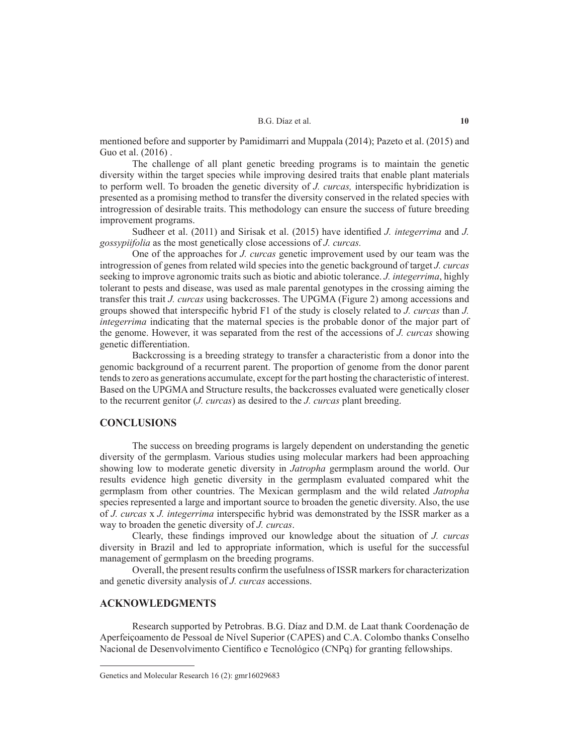mentioned before and supporter by Pamidimarri and Muppala (2014); Pazeto et al. (2015) and Guo et al. (2016) .

The challenge of all plant genetic breeding programs is to maintain the genetic diversity within the target species while improving desired traits that enable plant materials to perform well. To broaden the genetic diversity of *J. curcas,* interspecific hybridization is presented as a promising method to transfer the diversity conserved in the related species with introgression of desirable traits. This methodology can ensure the success of future breeding improvement programs.

Sudheer et al. (2011) and Sirisak et al. (2015) have identified *J. integerrima* and *J. gossypiifolia* as the most genetically close accessions of *J. curcas.*

One of the approaches for *J. curcas* genetic improvement used by our team was the introgression of genes from related wild species into the genetic background of target *J. curcas* seeking to improve agronomic traits such as biotic and abiotic tolerance. *J. integerrima*, highly tolerant to pests and disease, was used as male parental genotypes in the crossing aiming the transfer this trait *J. curcas* using backcrosses. The UPGMA (Figure 2) among accessions and groups showed that interspecific hybrid F1 of the study is closely related to *J. curcas* than *J. integerrima* indicating that the maternal species is the probable donor of the major part of the genome. However, it was separated from the rest of the accessions of *J. curcas* showing genetic differentiation.

Backcrossing is a breeding strategy to transfer a characteristic from a donor into the genomic background of a recurrent parent. The proportion of genome from the donor parent tends to zero as generations accumulate, except for the part hosting the characteristic of interest. Based on the UPGMA and Structure results, the backcrosses evaluated were genetically closer to the recurrent genitor (*J. curcas*) as desired to the *J. curcas* plant breeding.

## CONCLUSIONS

The success on breeding programs is largely dependent on understanding the genetic diversity of the germplasm. Various studies using molecular markers had been approaching showing low to moderate genetic diversity in *Jatropha* germplasm around the world. Our results evidence high genetic diversity in the germplasm evaluated compared whit the germplasm from other countries. The Mexican germplasm and the wild related *Jatropha* species represented a large and important source to broaden the genetic diversity. Also, the use of *J. curcas* x *J. integerrima* interspecific hybrid was demonstrated by the ISSR marker as a way to broaden the genetic diversity of *J. curcas*.

Clearly, these findings improved our knowledge about the situation of *J. curcas* diversity in Brazil and led to appropriate information, which is useful for the successful management of germplasm on the breeding programs.

Overall, the present results confirm the usefulness of ISSR markers for characterization and genetic diversity analysis of *J. curcas* accessions.

## ACKNOWLEDGMENTS

Research supported by Petrobras. B.G. Díaz and D.M. de Laat thank Coordenação de Aperfeiçoamento de Pessoal de Nível Superior (CAPES) and C.A. Colombo thanks Conselho Nacional de Desenvolvimento Científico e Tecnológico (CNPq) for granting fellowships.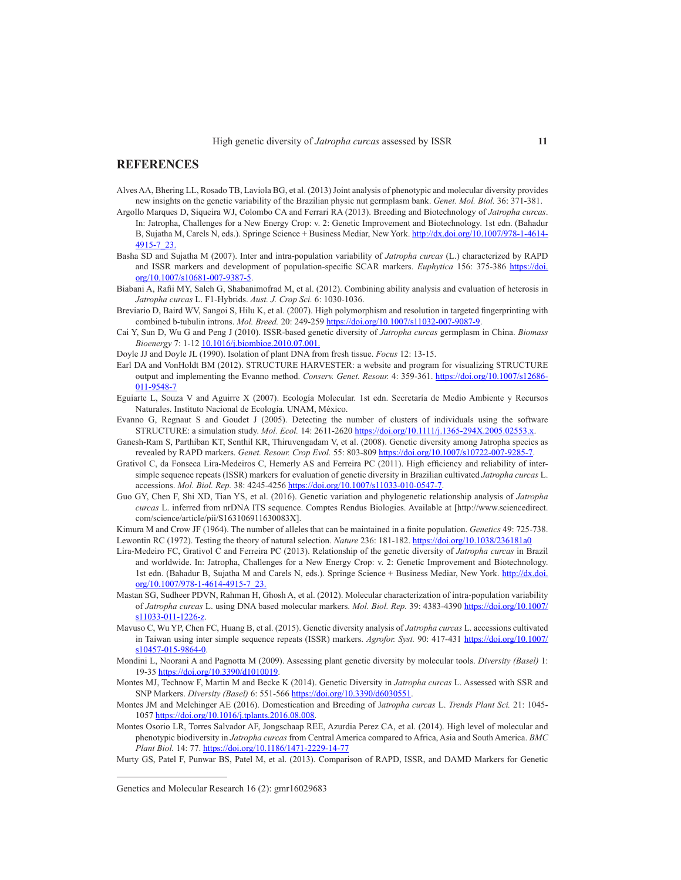## REFERENCES

Alves AA, Bhering LL, Rosado TB, Laviola BG, et al. (2013) Joint analysis of phenotypic and molecular diversity provides new insights on the genetic variability of the Brazilian physic nut germplasm bank. *Genet. Mol. Biol.* 36: 371-381.

Argollo Marques D, Siqueira WJ, Colombo CA and Ferrari RA (2013). Breeding and Biotechnology of *Jatropha curcas*. In: Jatropha, Challenges for a New Energy Crop: v. 2: Genetic Improvement and Biotechnology. 1st edn. (Bahadur B, Sujatha M, Carels N, eds.). Springe Science + Business Mediar, New York. http://dx.doi.org/10.1007/978-1-4614-4915-7_23.

Basha SD and Sujatha M (2007). Inter and intra-population variability of *Jatropha curcas* (L.) characterized by RAPD and ISSR markers and development of population-specific SCAR markers. *Euphytica* 156: 375-386 https://doi.org/10.1007/s10681-007-9387-5.

Biabani A, Rafii MY, Saleh G, Shabanimofrad M, et al. (2012). Combining ability analysis and evaluation of heterosis in *Jatropha curcas* L. F1-Hybrids. *Aust. J. Crop Sci.* 6: 1030-1036.

Breviario D, Baird WV, Sangoi S, Hilu K, et al. (2007). High polymorphism and resolution in targeted fingerprinting with combined b-tubulin introns. *Mol. Breed.* 20: 249-259 https://doi.org/10.1007/s11032-007-9087-9.

Cai Y, Sun D, Wu G and Peng J (2010). ISSR-based genetic diversity of *Jatropha curcas* germplasm in China. *Biomass Bioenergy* 7: 1-12 10.1016/j.biombioe.2010.07.001.

Doyle JJ and Doyle JL (1990). Isolation of plant DNA from fresh tissue. *Focus* 12: 13-15.

Earl DA and VonHoldt BM (2012). STRUCTURE HARVESTER: a website and program for visualizing STRUCTURE output and implementing the Evanno method. *Conserv. Genet. Resour.* 4: 359-361. https://doi.org/10.1007/s12686-011-9548-7

Eguiarte L, Souza V and Aguirre X (2007). Ecología Molecular. 1st edn. Secretaría de Medio Ambiente y Recursos Naturales. Instituto Nacional de Ecología. UNAM, México.

Evanno G, Regnaut S and Goudet J (2005). Detecting the number of clusters of individuals using the software STRUCTURE: a simulation study. *Mol. Ecol.* 14: 2611-2620 https://doi.org/10.1111/j.1365-294X.2005.02553.x.

Ganesh-Ram S, Parthiban KT, Senthil KR, Thiruvengadam V, et al. (2008). Genetic diversity among Jatropha species as revealed by RAPD markers. *Genet. Resour. Crop Evol.* 55: 803-809 https://doi.org/10.1007/s10722-007-9285-7.

Grativol C, da Fonseca Lira-Medeiros C, Hemerly AS and Ferreira PC (2011). High efficiency and reliability of inter-simple sequence repeats (ISSR) markers for evaluation of genetic diversity in Brazilian cultivated *Jatropha curcas* L. accessions. *Mol. Biol. Rep.* 38: 4245-4256 https://doi.org/10.1007/s11033-010-0547-7.

Guo GY, Chen F, Shi XD, Tian YS, et al. (2016). Genetic variation and phylogenetic relationship analysis of *Jatropha curcas* L. inferred from nrDNA ITS sequence. Comptes Rendus Biologies. Available at [http://www.sciencedirect.com/science/article/pii/S163106911630083X].

Kimura M and Crow JF (1964). The number of alleles that can be maintained in a finite population. *Genetics* 49: 725-738.

Lewontin RC (1972). Testing the theory of natural selection. *Nature* 236: 181-182. https://doi.org/10.1038/236181a0

Lira-Medeiro FC, Grativol C and Ferreira PC (2013). Relationship of the genetic diversity of *Jatropha curcas* in Brazil and worldwide. In: Jatropha, Challenges for a New Energy Crop: v. 2: Genetic Improvement and Biotechnology. 1st edn. (Bahadur B, Sujatha M and Carels N, eds.). Springe Science + Business Mediar, New York. http://dx.doi.org/10.1007/978-1-4614-4915-7_23.

Mastan SG, Sudheer PDVN, Rahman H, Ghosh A, et al. (2012). Molecular characterization of intra-population variability of *Jatropha curcas* L. using DNA based molecular markers. *Mol. Biol. Rep.* 39: 4383-4390 https://doi.org/10.1007/s11033-011-1226-z.

Mavuso C, Wu YP, Chen FC, Huang B, et al. (2015). Genetic diversity analysis of *Jatropha curcas* L. accessions cultivated in Taiwan using inter simple sequence repeats (ISSR) markers. *Agrofor. Syst.* 90: 417-431 https://doi.org/10.1007/s10457-015-9864-0.

Mondini L, Noorani A and Pagnotta M (2009). Assessing plant genetic diversity by molecular tools. *Diversity (Basel)* 1: 19-35 https://doi.org/10.3390/d1010019.

Montes MJ, Technow F, Martin M and Becke K (2014). Genetic Diversity in *Jatropha curcas* L. Assessed with SSR and SNP Markers. *Diversity (Basel)* 6: 551-566 https://doi.org/10.3390/d6030551.

Montes JM and Melchinger AE (2016). Domestication and Breeding of J*atropha curcas* L. *Trends Plant Sci.* 21: 1045-1057 https://doi.org/10.1016/j.tplants.2016.08.008.

Montes Osorio LR, Torres Salvador AF, Jongschaap REE, Azurdia Perez CA, et al. (2014). High level of molecular and phenotypic biodiversity in *Jatropha curcas* from Central America compared to Africa, Asia and South America. *BMC Plant Biol.* 14: 77. https://doi.org/10.1186/1471-2229-14-77

Murty GS, Patel F, Punwar BS, Patel M, et al. (2013). Comparison of RAPD, ISSR, and DAMD Markers for Genetic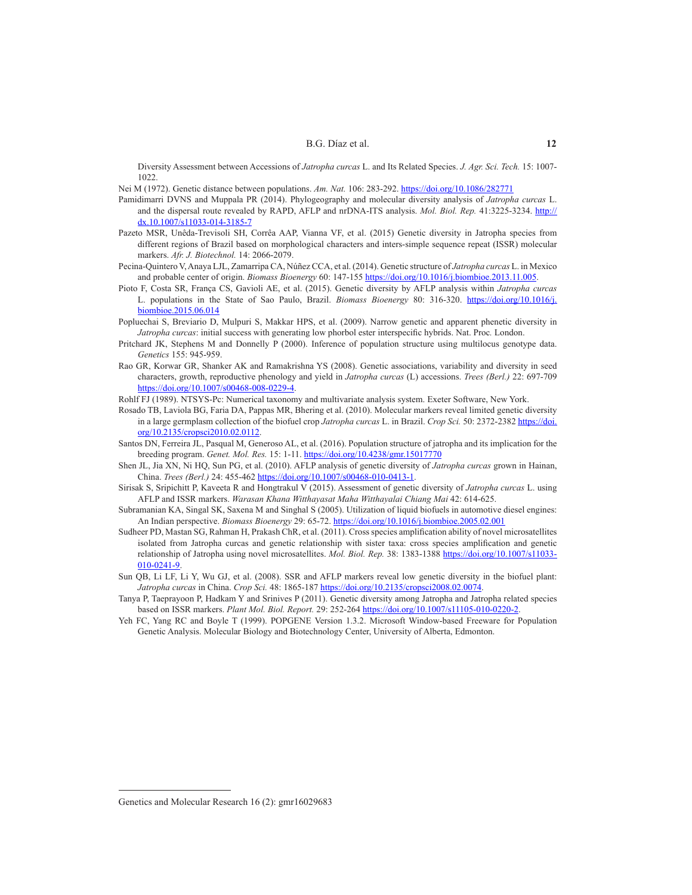Diversity Assessment between Accessions of *Jatropha curcas* L. and Its Related Species. *J. Agr. Sci. Tech.* 15: 1007-1022.

Nei M (1972). Genetic distance between populations. *Am. Nat.* 106: 283-292. https://doi.org/10.1086/282771

Pamidimarri DVNS and Muppala PR (2014). Phylogeography and molecular diversity analysis of *Jatropha curcas* L. and the dispersal route revealed by RAPD, AFLP and nrDNA-ITS analysis. *Mol. Biol. Rep.* 41:3225-3234. http://dx.10.1007/s11033-014-3185-7

Pazeto MSR, Unêda-Trevisoli SH, Corrêa AAP, Vianna VF, et al. (2015) Genetic diversity in Jatropha species from different regions of Brazil based on morphological characters and inters-simple sequence repeat (ISSR) molecular markers. *Afr. J. Biotechnol.* 14: 2066-2079.

Pecina-Quintero V, Anaya LJL, Zamarripa CA, Núñez CCA, et al. (2014). Genetic structure of *Jatropha curcas* L. in Mexico and probable center of origin. *Biomass Bioenergy* 60: 147-155 https://doi.org/10.1016/j.biombioe.2013.11.005.

Pioto F, Costa SR, França CS, Gavioli AE, et al. (2015). Genetic diversity by AFLP analysis within *Jatropha curcas* L. populations in the State of Sao Paulo, Brazil. *Biomass Bioenergy* 80: 316-320. https://doi.org/10.1016/j.biombioe.2015.06.014

Popluechai S, Breviario D, Mulpuri S, Makkar HPS, et al. (2009). Narrow genetic and apparent phenetic diversity in *Jatropha curcas*: initial success with generating low phorbol ester interspecific hybrids. Nat. Proc. London.

Pritchard JK, Stephens M and Donnelly P (2000). Inference of population structure using multilocus genotype data. *Genetics* 155: 945-959.

Rao GR, Korwar GR, Shanker AK and Ramakrishna YS (2008). Genetic associations, variability and diversity in seed characters, growth, reproductive phenology and yield in *Jatropha curcas* (L) accessions. *Trees (Berl.)* 22: 697-709 https://doi.org/10.1007/s00468-008-0229-4.

Rohlf FJ (1989). NTSYS-Pc: Numerical taxonomy and multivariate analysis system. Exeter Software, New York.

Rosado TB, Laviola BG, Faria DA, Pappas MR, Bhering et al. (2010). Molecular markers reveal limited genetic diversity in a large germplasm collection of the biofuel crop *Jatropha curcas* L. in Brazil. *Crop Sci.* 50: 2372-2382 https://doi.org/10.2135/cropsci2010.02.0112.

Santos DN, Ferreira JL, Pasqual M, Generoso AL, et al. (2016). Population structure of jatropha and its implication for the breeding program. *Genet. Mol. Res.* 15: 1-11. https://doi.org/10.4238/gmr.15017770

Shen JL, Jia XN, Ni HQ, Sun PG, et al. (2010). AFLP analysis of genetic diversity of *Jatropha curcas* grown in Hainan, China. *Trees (Berl.)* 24: 455-462 https://doi.org/10.1007/s00468-010-0413-1.

Sirisak S, Sripichitt P, Kaveeta R and Hongtrakul V (2015). Assessment of genetic diversity of *Jatropha curcas* L. using AFLP and ISSR markers. *Warasan Khana Witthayasat Maha Witthayalai Chiang Mai* 42: 614-625.

Subramanian KA, Singal SK, Saxena M and Singhal S (2005). Utilization of liquid biofuels in automotive diesel engines: An Indian perspective. *Biomass Bioenergy* 29: 65-72. https://doi.org/10.1016/j.biombioe.2005.02.001

Sudheer PD, Mastan SG, Rahman H, Prakash ChR, et al. (2011). Cross species amplification ability of novel microsatellites isolated from Jatropha curcas and genetic relationship with sister taxa: cross species amplification and genetic relationship of Jatropha using novel microsatellites. *Mol. Biol. Rep.* 38: 1383-1388 https://doi.org/10.1007/s11033-010-0241-9.

Sun QB, Li LF, Li Y, Wu GJ, et al. (2008). SSR and AFLP markers reveal low genetic diversity in the biofuel plant: *Jatropha curcas* in China. *Crop Sci.* 48: 1865-187 https://doi.org/10.2135/cropsci2008.02.0074.

Tanya P, Taeprayoon P, Hadkam Y and Srinives P (2011). Genetic diversity among Jatropha and Jatropha related species based on ISSR markers. *Plant Mol. Biol. Report.* 29: 252-264 https://doi.org/10.1007/s11105-010-0220-2.

Yeh FC, Yang RC and Boyle T (1999). POPGENE Version 1.3.2. Microsoft Window-based Freeware for Population Genetic Analysis. Molecular Biology and Biotechnology Center, University of Alberta, Edmonton.